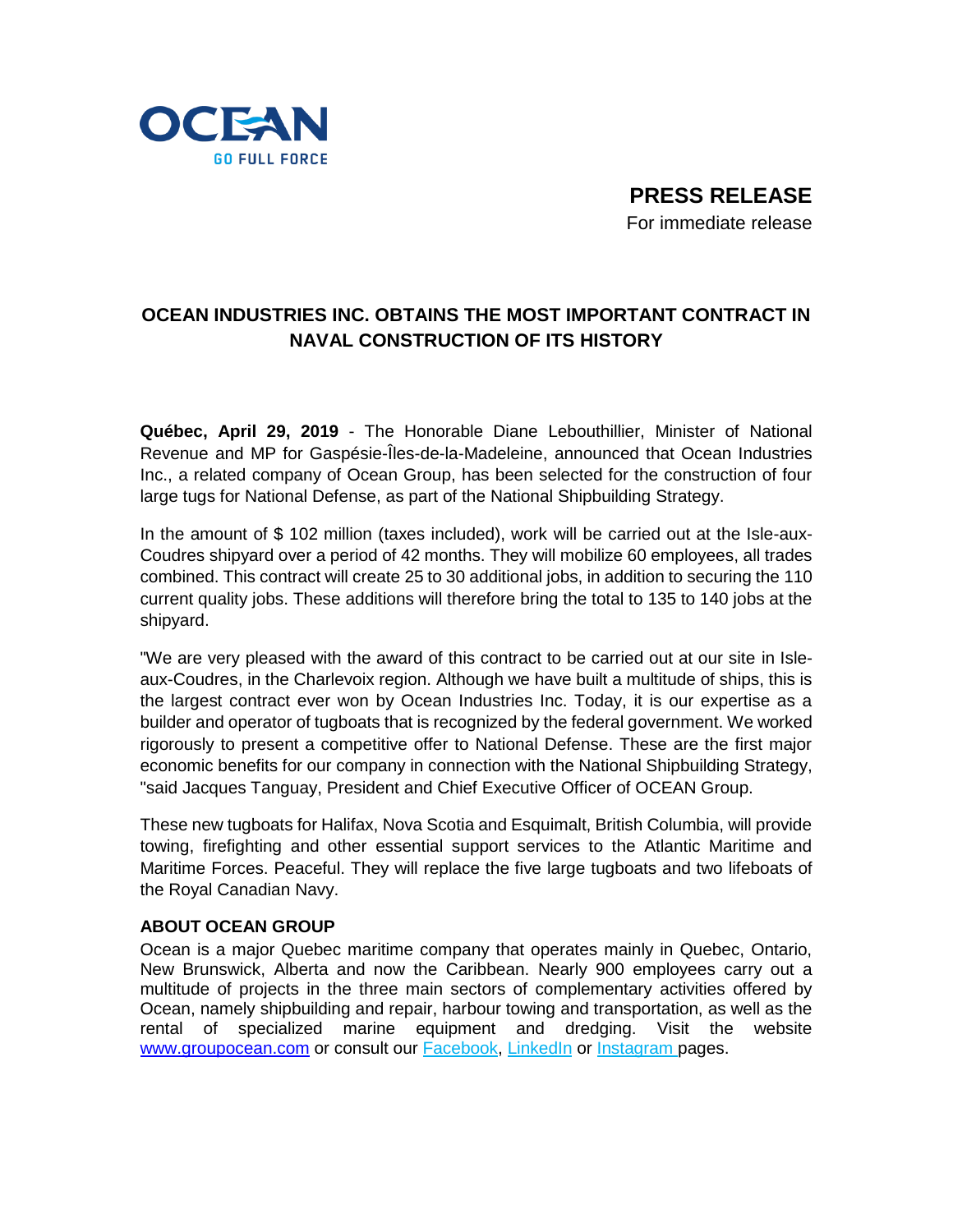OCEAN
GO FULL FORCE

**PRESS RELEASE**
For immediate release

# OCEAN INDUSTRIES INC. OBTAINS THE MOST IMPORTANT CONTRACT IN NAVAL CONSTRUCTION OF ITS HISTORY

**Québec, April 29, 2019** - The Honorable Diane Lebouthillier, Minister of National Revenue and MP for Gaspésie-Îles-de-la-Madeleine, announced that Ocean Industries Inc., a related company of Ocean Group, has been selected for the construction of four large tugs for National Defense, as part of the National Shipbuilding Strategy.

In the amount of $ 102 million (taxes included), work will be carried out at the Isle-aux-Coudres shipyard over a period of 42 months. They will mobilize 60 employees, all trades combined. This contract will create 25 to 30 additional jobs, in addition to securing the 110 current quality jobs. These additions will therefore bring the total to 135 to 140 jobs at the shipyard.

"We are very pleased with the award of this contract to be carried out at our site in Isle-aux-Coudres, in the Charlevoix region. Although we have built a multitude of ships, this is the largest contract ever won by Ocean Industries Inc. Today, it is our expertise as a builder and operator of tugboats that is recognized by the federal government. We worked rigorously to present a competitive offer to National Defense. These are the first major economic benefits for our company in connection with the National Shipbuilding Strategy, "said Jacques Tanguay, President and Chief Executive Officer of OCEAN Group.

These new tugboats for Halifax, Nova Scotia and Esquimalt, British Columbia, will provide towing, firefighting and other essential support services to the Atlantic Maritime and Maritime Forces. Peaceful. They will replace the five large tugboats and two lifeboats of the Royal Canadian Navy.

**ABOUT OCEAN GROUP**

Ocean is a major Quebec maritime company that operates mainly in Quebec, Ontario, New Brunswick, Alberta and now the Caribbean. Nearly 900 employees carry out a multitude of projects in the three main sectors of complementary activities offered by Ocean, namely shipbuilding and repair, harbour towing and transportation, as well as the rental of specialized marine equipment and dredging. Visit the website www.groupocean.com or consult our Facebook, LinkedIn or Instagram pages.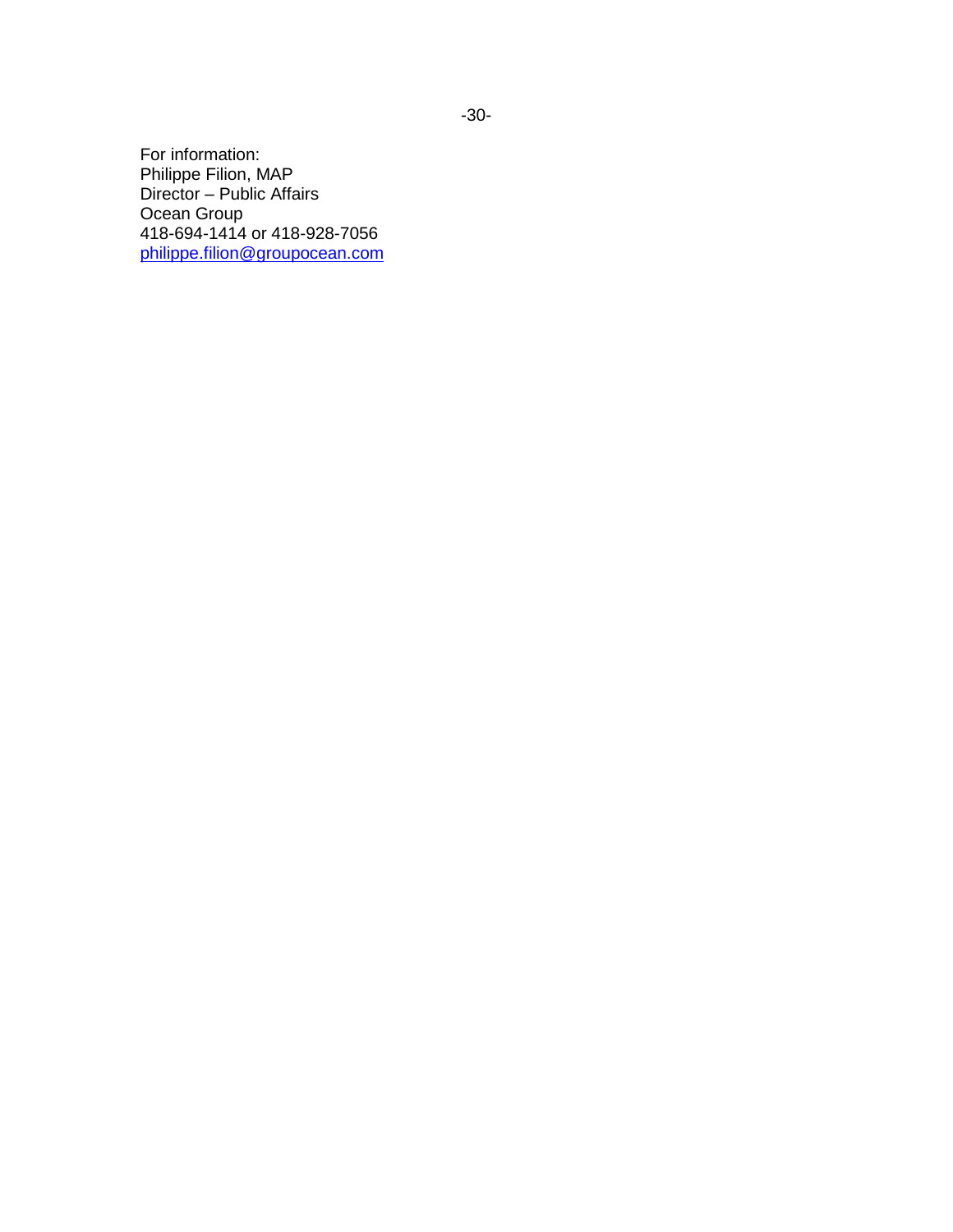-30-

For information:
Philippe Filion, MAP
Director – Public Affairs
Ocean Group
418-694-1414 or 418-928-7056
philippe.filion@groupocean.com